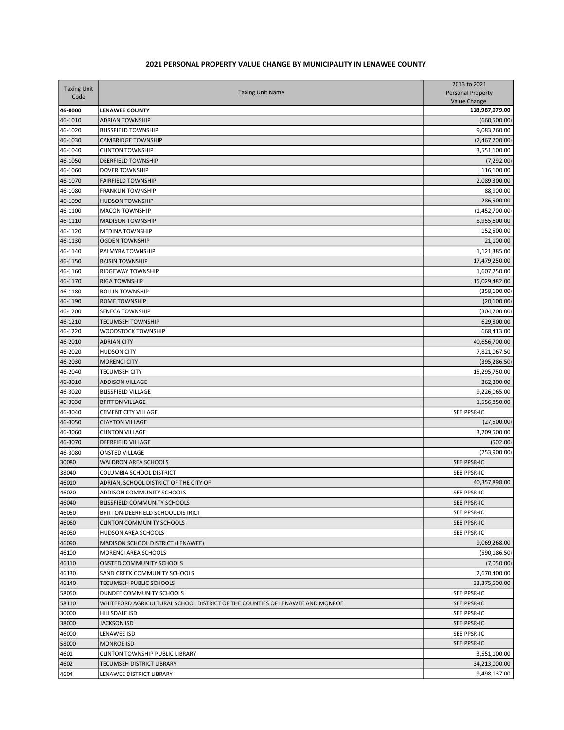# 2021 PERSONAL PROPERTY VALUE CHANGE BY MUNICIPALITY IN LENAWEE COUNTY

| Taxing Unit Code | Taxing Unit Name | 2013 to 2021 Personal Property Value Change |
|---|---|---|
| **46-0000** | **LENAWEE COUNTY** | **118,987,079.00** |
| 46-1010 | ADRIAN TOWNSHIP | (660,500.00) |
| 46-1020 | BLISSFIELD TOWNSHIP | 9,083,260.00 |
| 46-1030 | CAMBRIDGE TOWNSHIP | (2,467,700.00) |
| 46-1040 | CLINTON TOWNSHIP | 3,551,100.00 |
| 46-1050 | DEERFIELD TOWNSHIP | (7,292.00) |
| 46-1060 | DOVER TOWNSHIP | 116,100.00 |
| 46-1070 | FAIRFIELD TOWNSHIP | 2,089,300.00 |
| 46-1080 | FRANKLIN TOWNSHIP | 88,900.00 |
| 46-1090 | HUDSON TOWNSHIP | 286,500.00 |
| 46-1100 | MACON TOWNSHIP | (1,452,700.00) |
| 46-1110 | MADISON TOWNSHIP | 8,955,600.00 |
| 46-1120 | MEDINA TOWNSHIP | 152,500.00 |
| 46-1130 | OGDEN TOWNSHIP | 21,100.00 |
| 46-1140 | PALMYRA TOWNSHIP | 1,121,385.00 |
| 46-1150 | RAISIN TOWNSHIP | 17,479,250.00 |
| 46-1160 | RIDGEWAY TOWNSHIP | 1,607,250.00 |
| 46-1170 | RIGA TOWNSHIP | 15,029,482.00 |
| 46-1180 | ROLLIN TOWNSHIP | (358,100.00) |
| 46-1190 | ROME TOWNSHIP | (20,100.00) |
| 46-1200 | SENECA TOWNSHIP | (304,700.00) |
| 46-1210 | TECUMSEH TOWNSHIP | 629,800.00 |
| 46-1220 | WOODSTOCK TOWNSHIP | 668,413.00 |
| 46-2010 | ADRIAN CITY | 40,656,700.00 |
| 46-2020 | HUDSON CITY | 7,821,067.50 |
| 46-2030 | MORENCI CITY | (395,286.50) |
| 46-2040 | TECUMSEH CITY | 15,295,750.00 |
| 46-3010 | ADDISON VILLAGE | 262,200.00 |
| 46-3020 | BLISSFIELD VILLAGE | 9,226,065.00 |
| 46-3030 | BRITTON VILLAGE | 1,556,850.00 |
| 46-3040 | CEMENT CITY VILLAGE | SEE PPSR-IC |
| 46-3050 | CLAYTON VILLAGE | (27,500.00) |
| 46-3060 | CLINTON VILLAGE | 3,209,500.00 |
| 46-3070 | DEERFIELD VILLAGE | (502.00) |
| 46-3080 | ONSTED VILLAGE | (253,900.00) |
| 30080 | WALDRON AREA SCHOOLS | SEE PPSR-IC |
| 38040 | COLUMBIA SCHOOL DISTRICT | SEE PPSR-IC |
| 46010 | ADRIAN, SCHOOL DISTRICT OF THE CITY OF | 40,357,898.00 |
| 46020 | ADDISON COMMUNITY SCHOOLS | SEE PPSR-IC |
| 46040 | BLISSFIELD COMMUNITY SCHOOLS | SEE PPSR-IC |
| 46050 | BRITTON-DEERFIELD SCHOOL DISTRICT | SEE PPSR-IC |
| 46060 | CLINTON COMMUNITY SCHOOLS | SEE PPSR-IC |
| 46080 | HUDSON AREA SCHOOLS | SEE PPSR-IC |
| 46090 | MADISON SCHOOL DISTRICT (LENAWEE) | 9,069,268.00 |
| 46100 | MORENCI AREA SCHOOLS | (590,186.50) |
| 46110 | ONSTED COMMUNITY SCHOOLS | (7,050.00) |
| 46130 | SAND CREEK COMMUNITY SCHOOLS | 2,670,400.00 |
| 46140 | TECUMSEH PUBLIC SCHOOLS | 33,375,500.00 |
| 58050 | DUNDEE COMMUNITY SCHOOLS | SEE PPSR-IC |
| 58110 | WHITEFORD AGRICULTURAL SCHOOL DISTRICT OF THE COUNTIES OF LENAWEE AND MONROE | SEE PPSR-IC |
| 30000 | HILLSDALE ISD | SEE PPSR-IC |
| 38000 | JACKSON ISD | SEE PPSR-IC |
| 46000 | LENAWEE ISD | SEE PPSR-IC |
| 58000 | MONROE ISD | SEE PPSR-IC |
| 4601 | CLINTON TOWNSHIP PUBLIC LIBRARY | 3,551,100.00 |
| 4602 | TECUMSEH DISTRICT LIBRARY | 34,213,000.00 |
| 4604 | LENAWEE DISTRICT LIBRARY | 9,498,137.00 |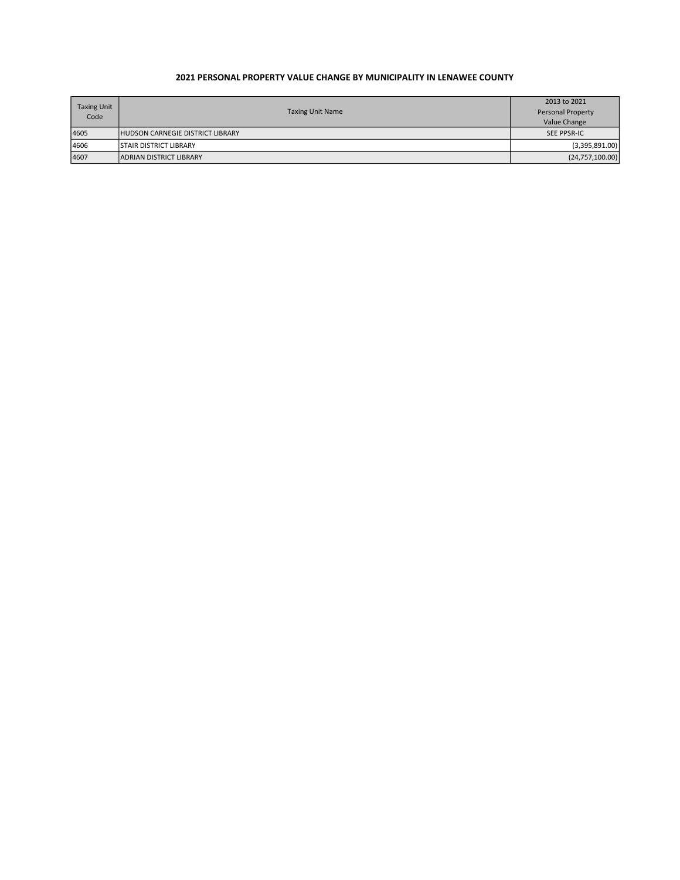## 2021 PERSONAL PROPERTY VALUE CHANGE BY MUNICIPALITY IN LENAWEE COUNTY

| Taxing Unit Code | Taxing Unit Name | 2013 to 2021 Personal Property Value Change |
|---|---|---|
| 4605 | HUDSON CARNEGIE DISTRICT LIBRARY | SEE PPSR-IC |
| 4606 | STAIR DISTRICT LIBRARY | (3,395,891.00) |
| 4607 | ADRIAN DISTRICT LIBRARY | (24,757,100.00) |